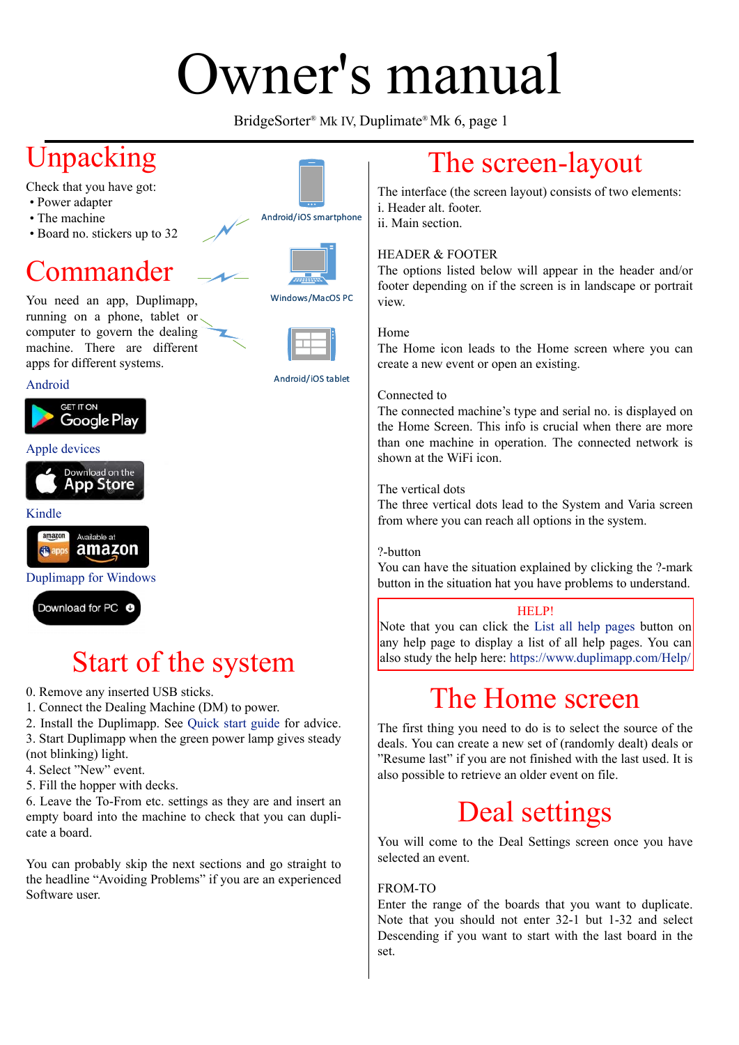# Owner's manual

BridgeSorter® Mk IV, Duplimate® Mk 6, page 1

## Unpacking

Check that you have got:

- Power adapter
- The machine
- Board no. stickers up to 32

Android/iOS smartphone

Windows/MacOS PC

Android/iOS tablet

## Commander

You need an app, Duplimapp, running on a phone, tablet or computer to govern the dealing machine. There are different apps for different systems.

Android

GET IT ON Google Play

Apple devices

Download on the App Store

Kindle

amazon apps Available at amazon

Duplimapp for Windows

Download for PC

## Start of the system

0. Remove any inserted USB sticks.
1. Connect the Dealing Machine (DM) to power.
2. Install the Duplimapp. See Quick start guide for advice.
3. Start Duplimapp when the green power lamp gives steady (not blinking) light.
4. Select "New" event.
5. Fill the hopper with decks.
6. Leave the To-From etc. settings as they are and insert an empty board into the machine to check that you can duplicate a board.

You can probably skip the next sections and go straight to the headline "Avoiding Problems" if you are an experienced Software user.

## The screen-layout

The interface (the screen layout) consists of two elements:
i. Header alt. footer.
ii. Main section.

HEADER & FOOTER
The options listed below will appear in the header and/or footer depending on if the screen is in landscape or portrait view.

Home
The Home icon leads to the Home screen where you can create a new event or open an existing.

Connected to
The connected machine's type and serial no. is displayed on the Home Screen. This info is crucial when there are more than one machine in operation. The connected network is shown at the WiFi icon.

The vertical dots
The three vertical dots lead to the System and Varia screen from where you can reach all options in the system.

?-button
You can have the situation explained by clicking the ?-mark button in the situation hat you have problems to understand.

HELP!
Note that you can click the List all help pages button on any help page to display a list of all help pages. You can also study the help here: https://www.duplimapp.com/Help/

## The Home screen

The first thing you need to do is to select the source of the deals. You can create a new set of (randomly dealt) deals or "Resume last" if you are not finished with the last used. It is also possible to retrieve an older event on file.

## Deal settings

You will come to the Deal Settings screen once you have selected an event.

FROM-TO
Enter the range of the boards that you want to duplicate. Note that you should not enter 32-1 but 1-32 and select Descending if you want to start with the last board in the set.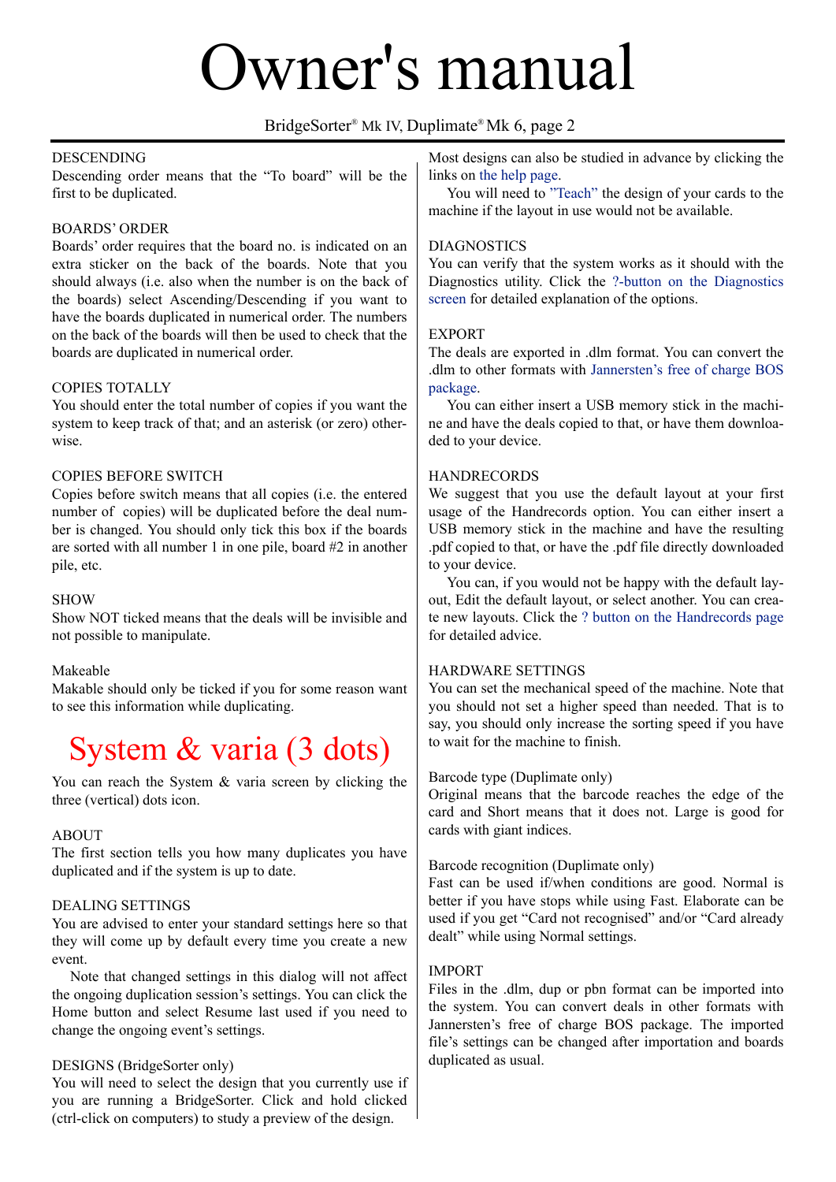# Owner's manual

BridgeSorter® Mk IV, Duplimate® Mk 6, page 2

DESCENDING
Descending order means that the "To board" will be the first to be duplicated.

BOARDS' ORDER
Boards' order requires that the board no. is indicated on an extra sticker on the back of the boards. Note that you should always (i.e. also when the number is on the back of the boards) select Ascending/Descending if you want to have the boards duplicated in numerical order. The numbers on the back of the boards will then be used to check that the boards are duplicated in numerical order.

COPIES TOTALLY
You should enter the total number of copies if you want the system to keep track of that; and an asterisk (or zero) otherwise.

COPIES BEFORE SWITCH
Copies before switch means that all copies (i.e. the entered number of copies) will be duplicated before the deal number is changed. You should only tick this box if the boards are sorted with all number 1 in one pile, board #2 in another pile, etc.

SHOW
Show NOT ticked means that the deals will be invisible and not possible to manipulate.

Makeable
Makable should only be ticked if you for some reason want to see this information while duplicating.

## System & varia (3 dots)

You can reach the System & varia screen by clicking the three (vertical) dots icon.

ABOUT
The first section tells you how many duplicates you have duplicated and if the system is up to date.

DEALING SETTINGS
You are advised to enter your standard settings here so that they will come up by default every time you create a new event.

Note that changed settings in this dialog will not affect the ongoing duplication session's settings. You can click the Home button and select Resume last used if you need to change the ongoing event's settings.

DESIGNS (BridgeSorter only)
You will need to select the design that you currently use if you are running a BridgeSorter. Click and hold clicked (ctrl-click on computers) to study a preview of the design. Most designs can also be studied in advance by clicking the links on the help page.

You will need to "Teach" the design of your cards to the machine if the layout in use would not be available.

DIAGNOSTICS
You can verify that the system works as it should with the Diagnostics utility. Click the ?-button on the Diagnostics screen for detailed explanation of the options.

EXPORT
The deals are exported in .dlm format. You can convert the .dlm to other formats with Jannersten's free of charge BOS package.

You can either insert a USB memory stick in the machine and have the deals copied to that, or have them downloaded to your device.

HANDRECORDS
We suggest that you use the default layout at your first usage of the Handrecords option. You can either insert a USB memory stick in the machine and have the resulting .pdf copied to that, or have the .pdf file directly downloaded to your device.

You can, if you would not be happy with the default layout, Edit the default layout, or select another. You can create new layouts. Click the ? button on the Handrecords page for detailed advice.

HARDWARE SETTINGS
You can set the mechanical speed of the machine. Note that you should not set a higher speed than needed. That is to say, you should only increase the sorting speed if you have to wait for the machine to finish.

Barcode type (Duplimate only)
Original means that the barcode reaches the edge of the card and Short means that it does not. Large is good for cards with giant indices.

Barcode recognition (Duplimate only)
Fast can be used if/when conditions are good. Normal is better if you have stops while using Fast. Elaborate can be used if you get "Card not recognised" and/or "Card already dealt" while using Normal settings.

IMPORT
Files in the .dlm, dup or pbn format can be imported into the system. You can convert deals in other formats with Jannersten's free of charge BOS package. The imported file's settings can be changed after importation and boards duplicated as usual.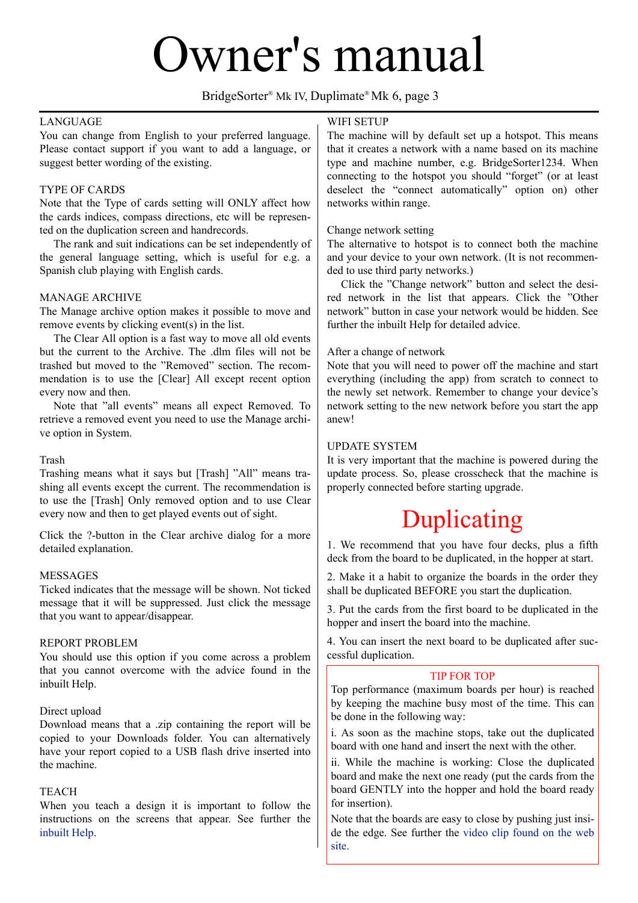# Owner's manual

BridgeSorter® Mk IV, Duplimate® Mk 6, page 3

### LANGUAGE

You can change from English to your preferred language. Please contact support if you want to add a language, or suggest better wording of the existing.

### TYPE OF CARDS

Note that the Type of cards setting will ONLY affect how the cards indices, compass directions, etc will be represented on the duplication screen and handrecords.

The rank and suit indications can be set independently of the general language setting, which is useful for e.g. a Spanish club playing with English cards.

### MANAGE ARCHIVE

The Manage archive option makes it possible to move and remove events by clicking event(s) in the list.

The Clear All option is a fast way to move all old events but the current to the Archive. The .dlm files will not be trashed but moved to the "Removed" section. The recommendation is to use the [Clear] All except recent option every now and then.

Note that "all events" means all expect Removed. To retrieve a removed event you need to use the Manage archive option in System.

#### Trash

Trashing means what it says but [Trash] "All" means trashing all events except the current. The recommendation is to use the [Trash] Only removed option and to use Clear every now and then to get played events out of sight.

Click the ?-button in the Clear archive dialog for a more detailed explanation.

### MESSAGES

Ticked indicates that the message will be shown. Not ticked message that it will be suppressed. Just click the message that you want to appear/disappear.

### REPORT PROBLEM

You should use this option if you come across a problem that you cannot overcome with the advice found in the inbuilt Help.

#### Direct upload

Download means that a .zip containing the report will be copied to your Downloads folder. You can alternatively have your report copied to a USB flash drive inserted into the machine.

### TEACH

When you teach a design it is important to follow the instructions on the screens that appear. See further the inbuilt Help.

### WIFI SETUP

The machine will by default set up a hotspot. This means that it creates a network with a name based on its machine type and machine number, e.g. BridgeSorter1234. When connecting to the hotspot you should "forget" (or at least deselect the "connect automatically" option on) other networks within range.

#### Change network setting

The alternative to hotspot is to connect both the machine and your device to your own network. (It is not recommended to use third party networks.)

Click the "Change network" button and select the desired network in the list that appears. Click the "Other network" button in case your network would be hidden. See further the inbuilt Help for detailed advice.

#### After a change of network

Note that you will need to power off the machine and start everything (including the app) from scratch to connect to the newly set network. Remember to change your device's network setting to the new network before you start the app anew!

### UPDATE SYSTEM

It is very important that the machine is powered during the update process. So, please crosscheck that the machine is properly connected before starting upgrade.

## Duplicating

1. We recommend that you have four decks, plus a fifth deck from the board to be duplicated, in the hopper at start.

2. Make it a habit to organize the boards in the order they shall be duplicated BEFORE you start the duplication.

3. Put the cards from the first board to be duplicated in the hopper and insert the board into the machine.

4. You can insert the next board to be duplicated after successful duplication.

> **TIP FOR TOP**
>
> Top performance (maximum boards per hour) is reached by keeping the machine busy most of the time. This can be done in the following way:
>
> i. As soon as the machine stops, take out the duplicated board with one hand and insert the next with the other.
>
> ii. While the machine is working: Close the duplicated board and make the next one ready (put the cards from the board GENTLY into the hopper and hold the board ready for insertion).
>
> Note that the boards are easy to close by pushing just inside the edge. See further the video clip found on the web site.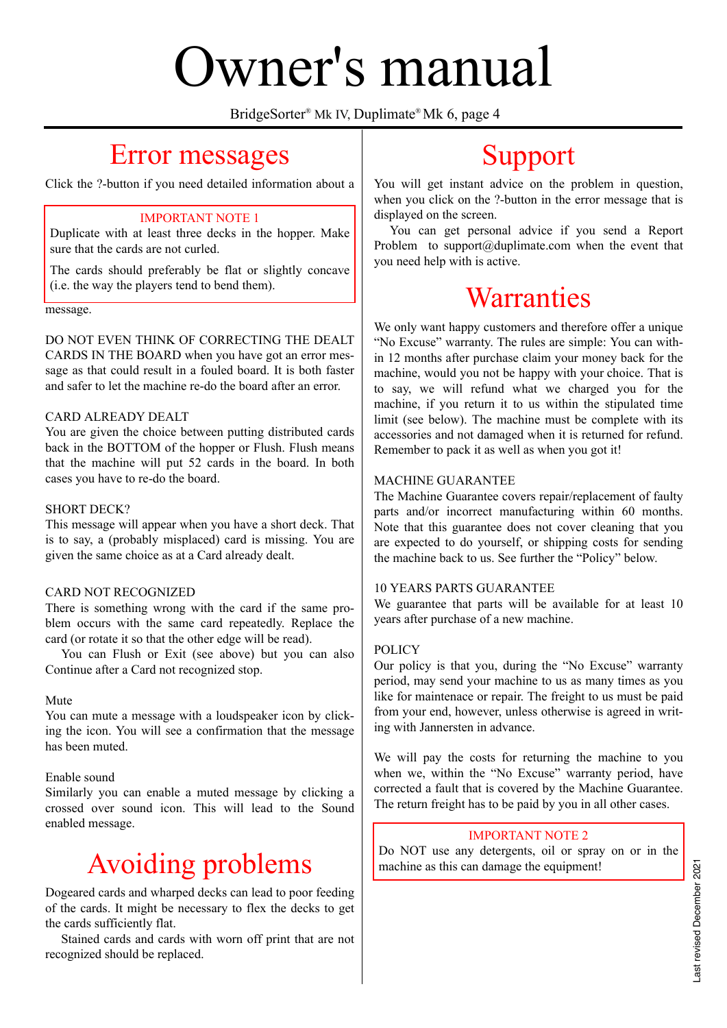# Owner's manual

BridgeSorter® Mk IV, Duplimate® Mk 6, page 4

## Error messages

Click the ?-button if you need detailed information about a message.

> IMPORTANT NOTE 1
>
> Duplicate with at least three decks in the hopper. Make sure that the cards are not curled.
>
> The cards should preferably be flat or slightly concave (i.e. the way the players tend to bend them).

DO NOT EVEN THINK OF CORRECTING THE DEALT CARDS IN THE BOARD when you have got an error message as that could result in a fouled board. It is both faster and safer to let the machine re-do the board after an error.

CARD ALREADY DEALT
You are given the choice between putting distributed cards back in the BOTTOM of the hopper or Flush. Flush means that the machine will put 52 cards in the board. In both cases you have to re-do the board.

SHORT DECK?
This message will appear when you have a short deck. That is to say, a (probably misplaced) card is missing. You are given the same choice as at a Card already dealt.

CARD NOT RECOGNIZED
There is something wrong with the card if the same problem occurs with the same card repeatedly. Replace the card (or rotate it so that the other edge will be read).

You can Flush or Exit (see above) but you can also Continue after a Card not recognized stop.

Mute
You can mute a message with a loudspeaker icon by clicking the icon. You will see a confirmation that the message has been muted.

Enable sound
Similarly you can enable a muted message by clicking a crossed over sound icon. This will lead to the Sound enabled message.

## Avoiding problems

Dogeared cards and wharped decks can lead to poor feeding of the cards. It might be necessary to flex the decks to get the cards sufficiently flat.

Stained cards and cards with worn off print that are not recognized should be replaced.

## Support

You will get instant advice on the problem in question, when you click on the ?-button in the error message that is displayed on the screen.

You can get personal advice if you send a Report Problem to support@duplimate.com when the event that you need help with is active.

## Warranties

We only want happy customers and therefore offer a unique "No Excuse" warranty. The rules are simple: You can within 12 months after purchase claim your money back for the machine, would you not be happy with your choice. That is to say, we will refund what we charged you for the machine, if you return it to us within the stipulated time limit (see below). The machine must be complete with its accessories and not damaged when it is returned for refund. Remember to pack it as well as when you got it!

MACHINE GUARANTEE
The Machine Guarantee covers repair/replacement of faulty parts and/or incorrect manufacturing within 60 months. Note that this guarantee does not cover cleaning that you are expected to do yourself, or shipping costs for sending the machine back to us. See further the "Policy" below.

10 YEARS PARTS GUARANTEE
We guarantee that parts will be available for at least 10 years after purchase of a new machine.

POLICY
Our policy is that you, during the "No Excuse" warranty period, may send your machine to us as many times as you like for maintenace or repair. The freight to us must be paid from your end, however, unless otherwise is agreed in writing with Jannersten in advance.

We will pay the costs for returning the machine to you when we, within the "No Excuse" warranty period, have corrected a fault that is covered by the Machine Guarantee. The return freight has to be paid by you in all other cases.

> IMPORTANT NOTE 2
>
> Do NOT use any detergents, oil or spray on or in the machine as this can damage the equipment!

Last revised December 2021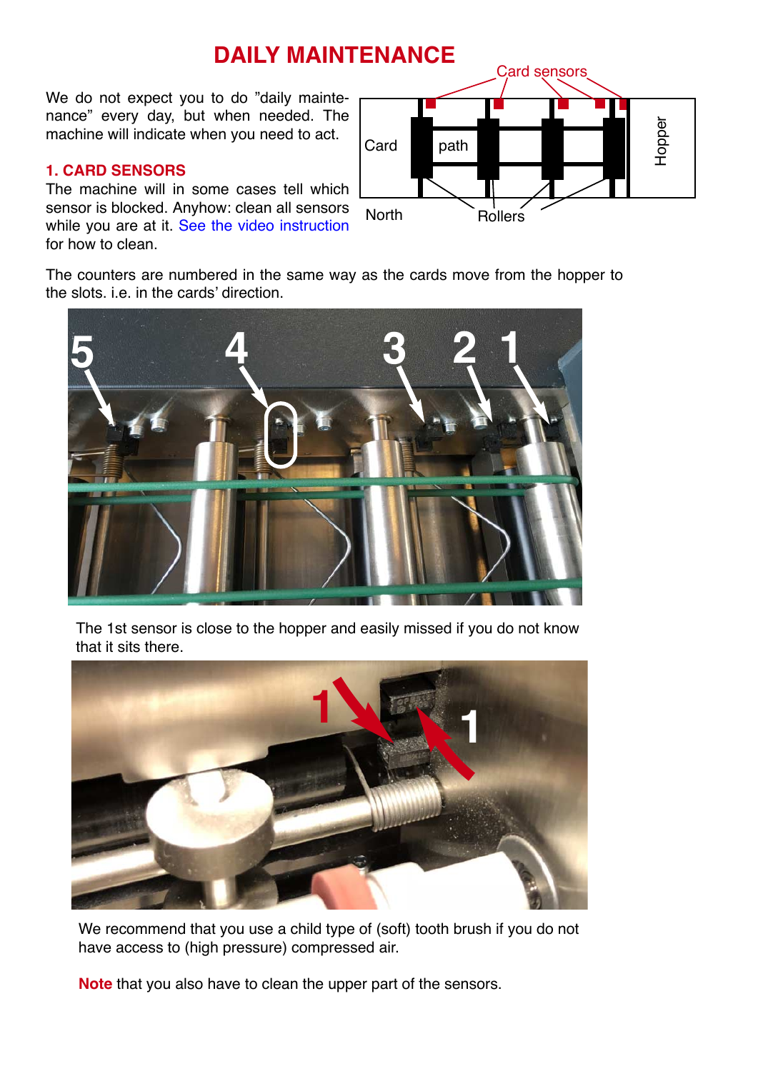# DAILY MAINTENANCE

We do not expect you to do "daily maintenance" every day, but when needed. The machine will indicate when you need to act.

## 1. CARD SENSORS

The machine will in some cases tell which sensor is blocked. Anyhow: clean all sensors while you are at it. See the video instruction for how to clean.

The counters are numbered in the same way as the cards move from the hopper to the slots. i.e. in the cards' direction.

The 1st sensor is close to the hopper and easily missed if you do not know that it sits there.

We recommend that you use a child type of (soft) tooth brush if you do not have access to (high pressure) compressed air.

**Note** that you also have to clean the upper part of the sensors.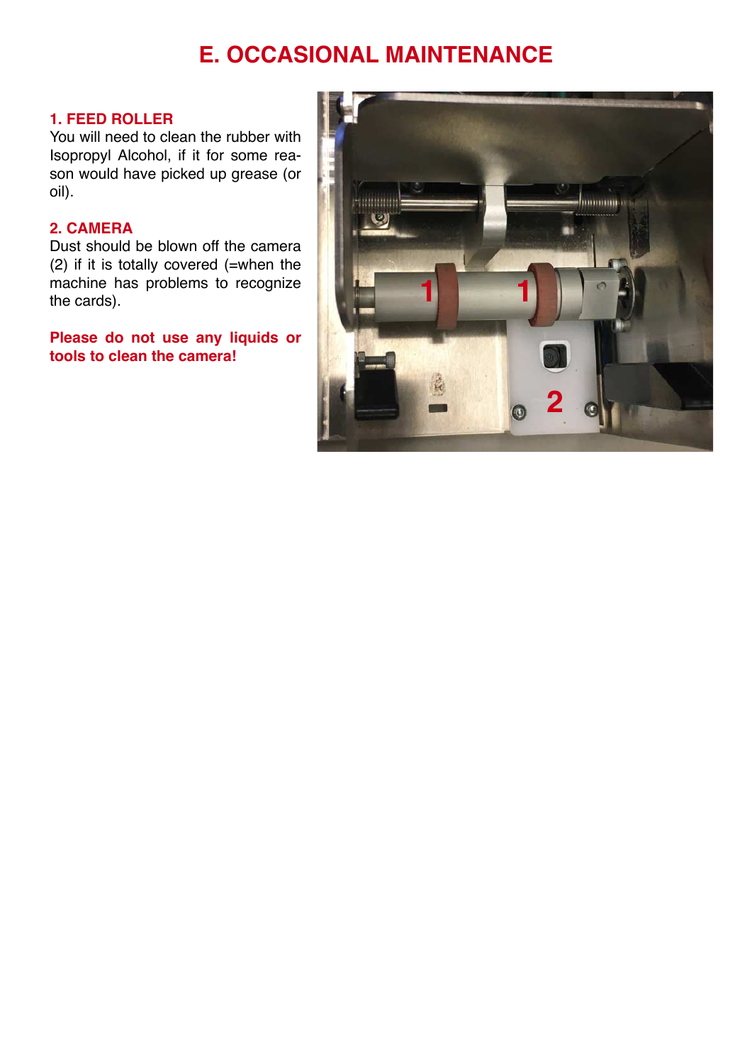# E. OCCASIONAL MAINTENANCE

## 1. FEED ROLLER

You will need to clean the rubber with Isopropyl Alcohol, if it for some reason would have picked up grease (or oil).

## 2. CAMERA

Dust should be blown off the camera (2) if it is totally covered (=when the machine has problems to recognize the cards).

**Please do not use any liquids or tools to clean the camera!**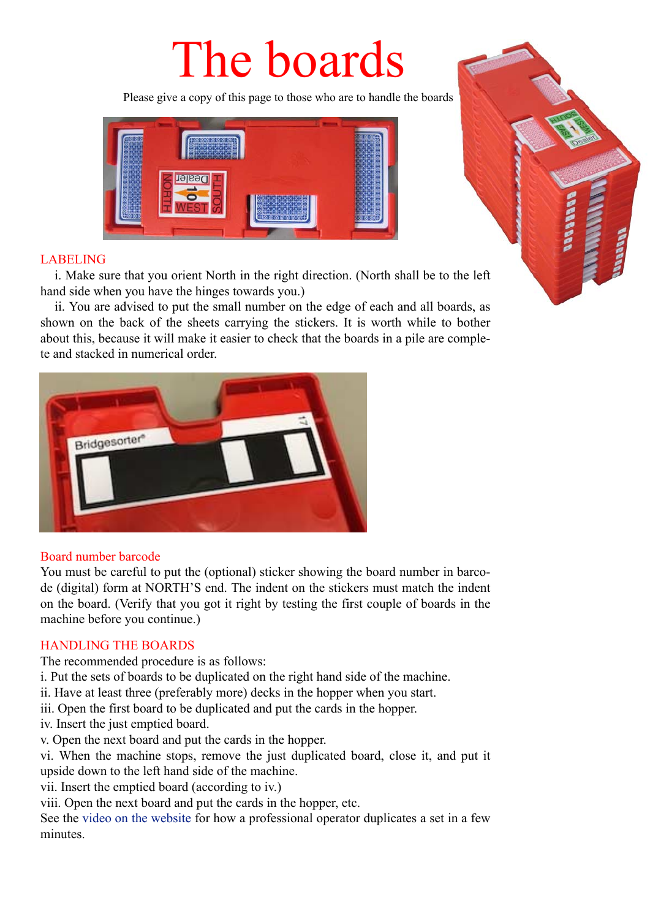# The boards

Please give a copy of this page to those who are to handle the boards

LABELING

i. Make sure that you orient North in the right direction. (North shall be to the left hand side when you have the hinges towards you.)

ii. You are advised to put the small number on the edge of each and all boards, as shown on the back of the sheets carrying the stickers. It is worth while to bother about this, because it will make it easier to check that the boards in a pile are complete and stacked in numerical order.

Board number barcode

You must be careful to put the (optional) sticker showing the board number in barcode (digital) form at NORTH'S end. The indent on the stickers must match the indent on the board. (Verify that you got it right by testing the first couple of boards in the machine before you continue.)

HANDLING THE BOARDS

The recommended procedure is as follows:

i. Put the sets of boards to be duplicated on the right hand side of the machine.
ii. Have at least three (preferably more) decks in the hopper when you start.
iii. Open the first board to be duplicated and put the cards in the hopper.
iv. Insert the just emptied board.
v. Open the next board and put the cards in the hopper.
vi. When the machine stops, remove the just duplicated board, close it, and put it upside down to the left hand side of the machine.
vii. Insert the emptied board (according to iv.)
viii. Open the next board and put the cards in the hopper, etc.

See the video on the website for how a professional operator duplicates a set in a few minutes.